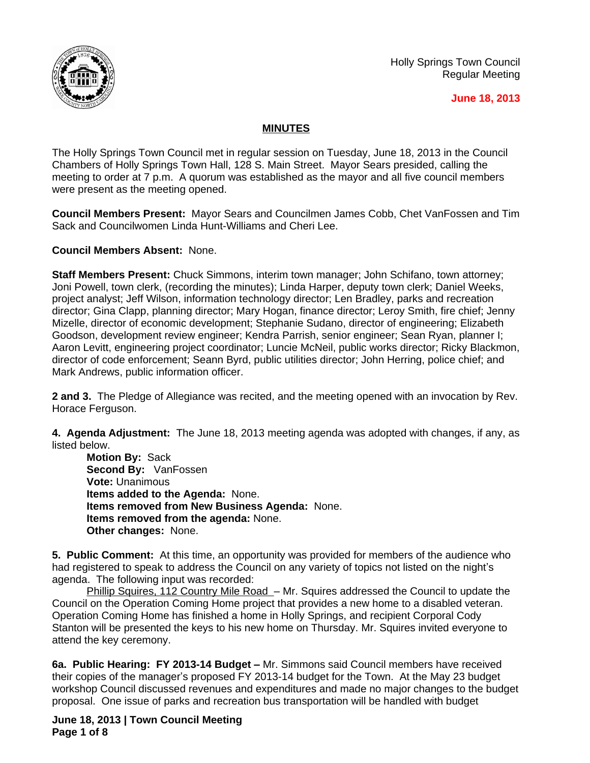Holly Springs Town Council
Regular Meeting

**June 18, 2013**

## MINUTES

The Holly Springs Town Council met in regular session on Tuesday, June 18, 2013 in the Council Chambers of Holly Springs Town Hall, 128 S. Main Street. Mayor Sears presided, calling the meeting to order at 7 p.m. A quorum was established as the mayor and all five council members were present as the meeting opened.

**Council Members Present:** Mayor Sears and Councilmen James Cobb, Chet VanFossen and Tim Sack and Councilwomen Linda Hunt-Williams and Cheri Lee.

**Council Members Absent:** None.

**Staff Members Present:** Chuck Simmons, interim town manager; John Schifano, town attorney; Joni Powell, town clerk, (recording the minutes); Linda Harper, deputy town clerk; Daniel Weeks, project analyst; Jeff Wilson, information technology director; Len Bradley, parks and recreation director; Gina Clapp, planning director; Mary Hogan, finance director; Leroy Smith, fire chief; Jenny Mizelle, director of economic development; Stephanie Sudano, director of engineering; Elizabeth Goodson, development review engineer; Kendra Parrish, senior engineer; Sean Ryan, planner I; Aaron Levitt, engineering project coordinator; Luncie McNeil, public works director; Ricky Blackmon, director of code enforcement; Seann Byrd, public utilities director; John Herring, police chief; and Mark Andrews, public information officer.

**2 and 3.** The Pledge of Allegiance was recited, and the meeting opened with an invocation by Rev. Horace Ferguson.

**4. Agenda Adjustment:** The June 18, 2013 meeting agenda was adopted with changes, if any, as listed below.

> **Motion By:** Sack
> **Second By:** VanFossen
> **Vote:** Unanimous
> **Items added to the Agenda:** None.
> **Items removed from New Business Agenda:** None.
> **Items removed from the agenda:** None.
> **Other changes:** None.

**5. Public Comment:** At this time, an opportunity was provided for members of the audience who had registered to speak to address the Council on any variety of topics not listed on the night's agenda. The following input was recorded:

Phillip Squires, 112 Country Mile Road – Mr. Squires addressed the Council to update the Council on the Operation Coming Home project that provides a new home to a disabled veteran. Operation Coming Home has finished a home in Holly Springs, and recipient Corporal Cody Stanton will be presented the keys to his new home on Thursday. Mr. Squires invited everyone to attend the key ceremony.

**6a. Public Hearing: FY 2013-14 Budget –** Mr. Simmons said Council members have received their copies of the manager's proposed FY 2013-14 budget for the Town. At the May 23 budget workshop Council discussed revenues and expenditures and made no major changes to the budget proposal. One issue of parks and recreation bus transportation will be handled with budget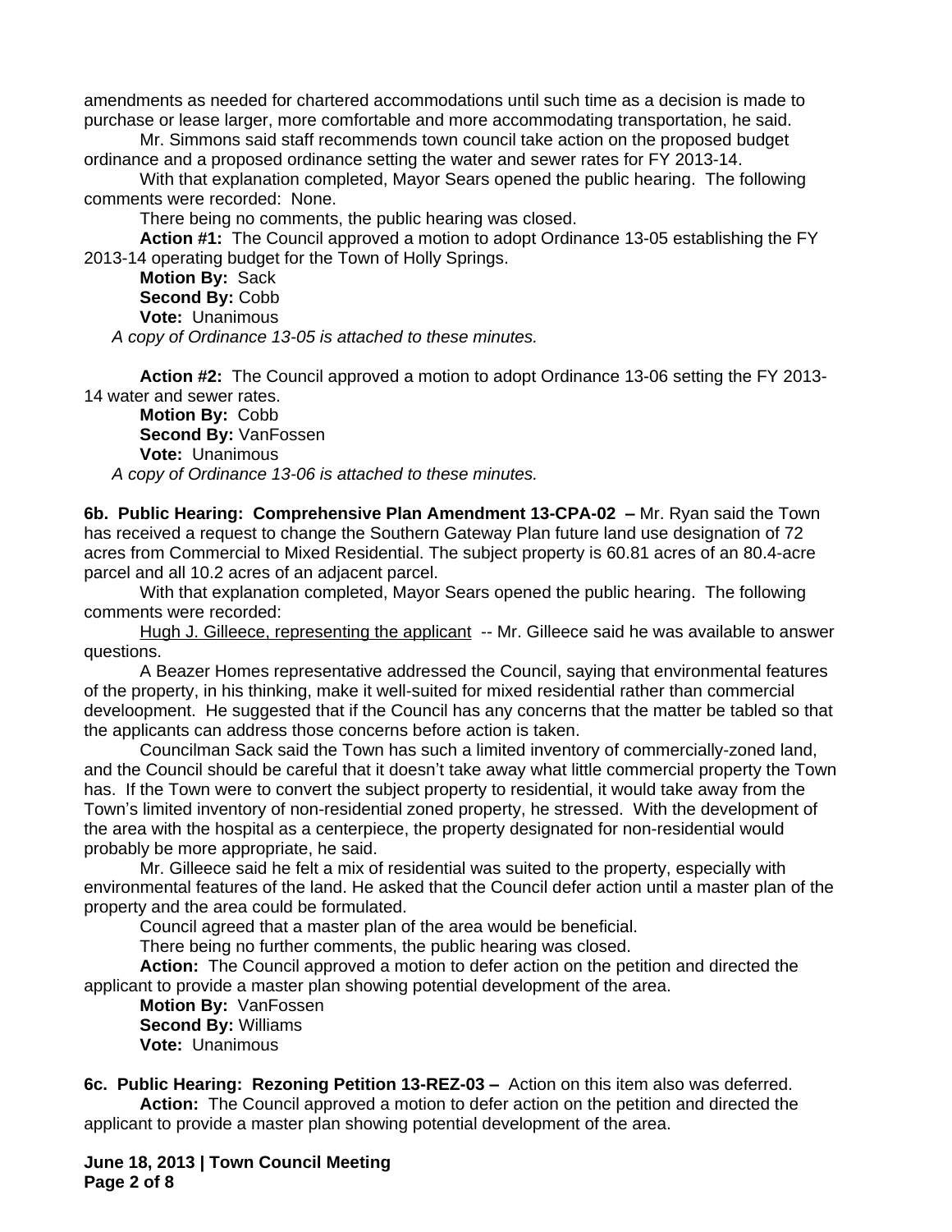amendments as needed for chartered accommodations until such time as a decision is made to purchase or lease larger, more comfortable and more accommodating transportation, he said.

Mr. Simmons said staff recommends town council take action on the proposed budget ordinance and a proposed ordinance setting the water and sewer rates for FY 2013-14.

With that explanation completed, Mayor Sears opened the public hearing. The following comments were recorded: None.

There being no comments, the public hearing was closed.

**Action #1:** The Council approved a motion to adopt Ordinance 13-05 establishing the FY 2013-14 operating budget for the Town of Holly Springs.

**Motion By:** Sack
**Second By:** Cobb
**Vote:** Unanimous

*A copy of Ordinance 13-05 is attached to these minutes.*

**Action #2:** The Council approved a motion to adopt Ordinance 13-06 setting the FY 2013-14 water and sewer rates.

**Motion By:** Cobb
**Second By:** VanFossen
**Vote:** Unanimous

*A copy of Ordinance 13-06 is attached to these minutes.*

**6b. Public Hearing: Comprehensive Plan Amendment 13-CPA-02 –** Mr. Ryan said the Town has received a request to change the Southern Gateway Plan future land use designation of 72 acres from Commercial to Mixed Residential. The subject property is 60.81 acres of an 80.4-acre parcel and all 10.2 acres of an adjacent parcel.

With that explanation completed, Mayor Sears opened the public hearing. The following comments were recorded:

Hugh J. Gilleece, representing the applicant -- Mr. Gilleece said he was available to answer questions.

A Beazer Homes representative addressed the Council, saying that environmental features of the property, in his thinking, make it well-suited for mixed residential rather than commercial develoopment. He suggested that if the Council has any concerns that the matter be tabled so that the applicants can address those concerns before action is taken.

Councilman Sack said the Town has such a limited inventory of commercially-zoned land, and the Council should be careful that it doesn't take away what little commercial property the Town has. If the Town were to convert the subject property to residential, it would take away from the Town's limited inventory of non-residential zoned property, he stressed. With the development of the area with the hospital as a centerpiece, the property designated for non-residential would probably be more appropriate, he said.

Mr. Gilleece said he felt a mix of residential was suited to the property, especially with environmental features of the land. He asked that the Council defer action until a master plan of the property and the area could be formulated.

Council agreed that a master plan of the area would be beneficial.

There being no further comments, the public hearing was closed.

**Action:** The Council approved a motion to defer action on the petition and directed the applicant to provide a master plan showing potential development of the area.

**Motion By:** VanFossen
**Second By:** Williams
**Vote:** Unanimous

**6c. Public Hearing: Rezoning Petition 13-REZ-03 –** Action on this item also was deferred.

**Action:** The Council approved a motion to defer action on the petition and directed the applicant to provide a master plan showing potential development of the area.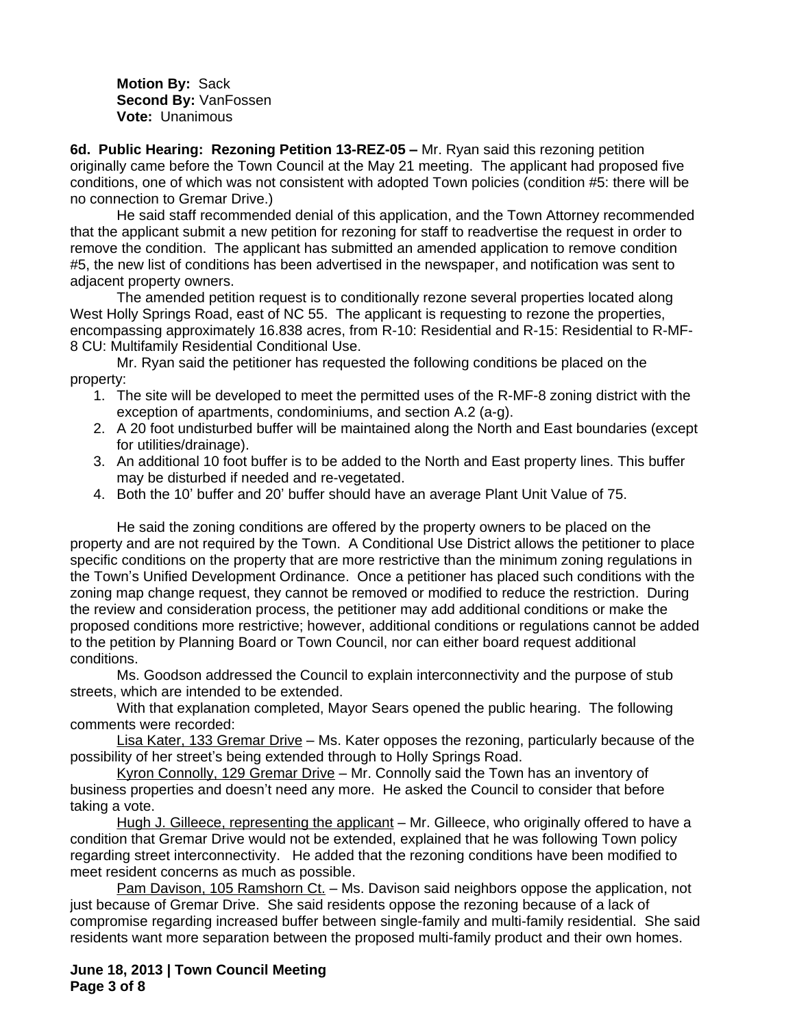**Motion By:** Sack
**Second By:** VanFossen
**Vote:** Unanimous

**6d. Public Hearing: Rezoning Petition 13-REZ-05 –** Mr. Ryan said this rezoning petition originally came before the Town Council at the May 21 meeting. The applicant had proposed five conditions, one of which was not consistent with adopted Town policies (condition #5: there will be no connection to Gremar Drive.)

He said staff recommended denial of this application, and the Town Attorney recommended that the applicant submit a new petition for rezoning for staff to readvertise the request in order to remove the condition. The applicant has submitted an amended application to remove condition #5, the new list of conditions has been advertised in the newspaper, and notification was sent to adjacent property owners.

The amended petition request is to conditionally rezone several properties located along West Holly Springs Road, east of NC 55. The applicant is requesting to rezone the properties, encompassing approximately 16.838 acres, from R-10: Residential and R-15: Residential to R-MF-8 CU: Multifamily Residential Conditional Use.

Mr. Ryan said the petitioner has requested the following conditions be placed on the property:

1. The site will be developed to meet the permitted uses of the R-MF-8 zoning district with the exception of apartments, condominiums, and section A.2 (a-g).
2. A 20 foot undisturbed buffer will be maintained along the North and East boundaries (except for utilities/drainage).
3. An additional 10 foot buffer is to be added to the North and East property lines. This buffer may be disturbed if needed and re-vegetated.
4. Both the 10' buffer and 20' buffer should have an average Plant Unit Value of 75.

He said the zoning conditions are offered by the property owners to be placed on the property and are not required by the Town. A Conditional Use District allows the petitioner to place specific conditions on the property that are more restrictive than the minimum zoning regulations in the Town's Unified Development Ordinance. Once a petitioner has placed such conditions with the zoning map change request, they cannot be removed or modified to reduce the restriction. During the review and consideration process, the petitioner may add additional conditions or make the proposed conditions more restrictive; however, additional conditions or regulations cannot be added to the petition by Planning Board or Town Council, nor can either board request additional conditions.

Ms. Goodson addressed the Council to explain interconnectivity and the purpose of stub streets, which are intended to be extended.

With that explanation completed, Mayor Sears opened the public hearing. The following comments were recorded:

Lisa Kater, 133 Gremar Drive – Ms. Kater opposes the rezoning, particularly because of the possibility of her street's being extended through to Holly Springs Road.

Kyron Connolly, 129 Gremar Drive – Mr. Connolly said the Town has an inventory of business properties and doesn't need any more. He asked the Council to consider that before taking a vote.

Hugh J. Gilleece, representing the applicant – Mr. Gilleece, who originally offered to have a condition that Gremar Drive would not be extended, explained that he was following Town policy regarding street interconnectivity. He added that the rezoning conditions have been modified to meet resident concerns as much as possible.

Pam Davison, 105 Ramshorn Ct. – Ms. Davison said neighbors oppose the application, not just because of Gremar Drive. She said residents oppose the rezoning because of a lack of compromise regarding increased buffer between single-family and multi-family residential. She said residents want more separation between the proposed multi-family product and their own homes.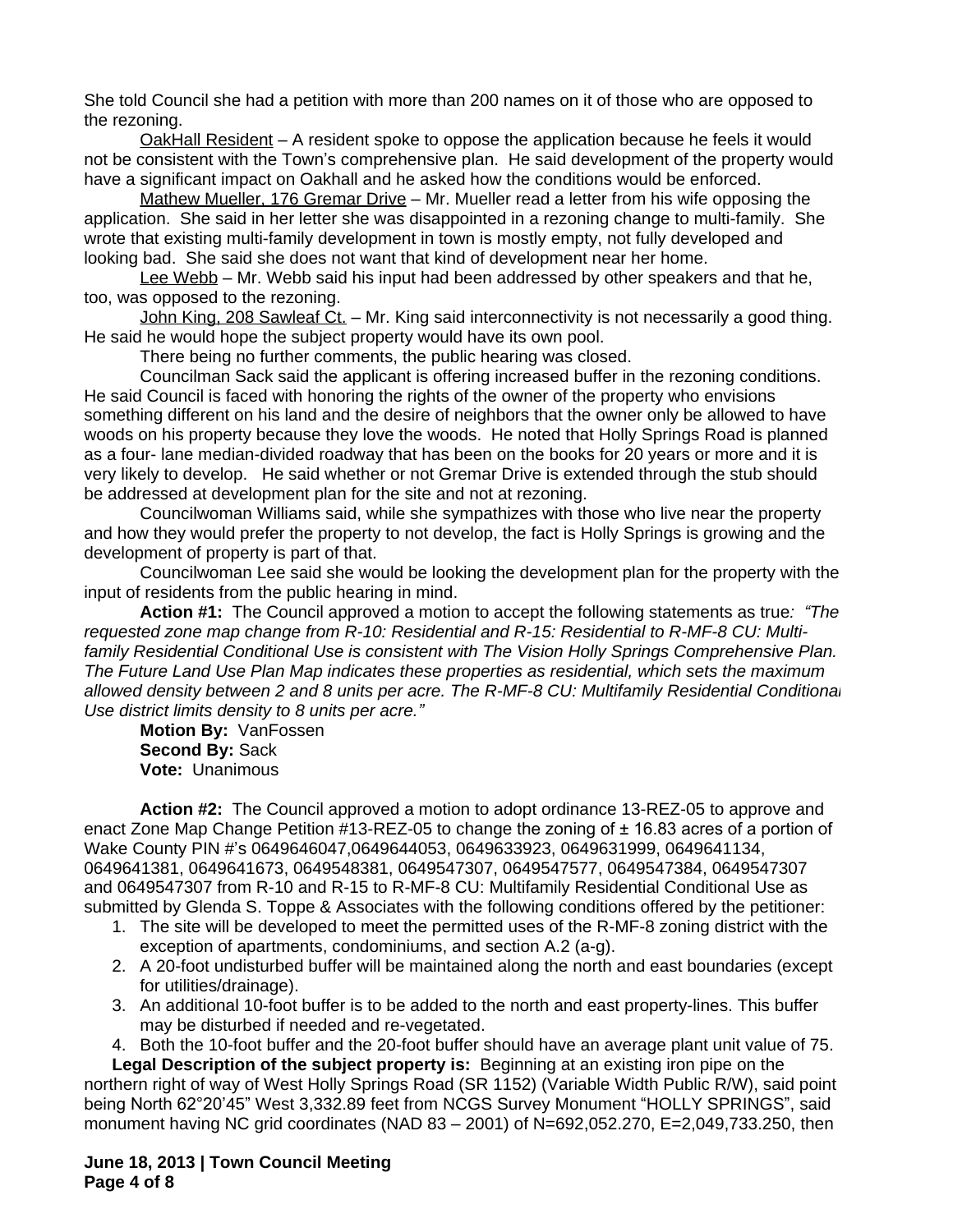She told Council she had a petition with more than 200 names on it of those who are opposed to the rezoning.

OakHall Resident – A resident spoke to oppose the application because he feels it would not be consistent with the Town's comprehensive plan. He said development of the property would have a significant impact on Oakhall and he asked how the conditions would be enforced.

Mathew Mueller, 176 Gremar Drive – Mr. Mueller read a letter from his wife opposing the application. She said in her letter she was disappointed in a rezoning change to multi-family. She wrote that existing multi-family development in town is mostly empty, not fully developed and looking bad. She said she does not want that kind of development near her home.

Lee Webb – Mr. Webb said his input had been addressed by other speakers and that he, too, was opposed to the rezoning.

John King, 208 Sawleaf Ct. – Mr. King said interconnectivity is not necessarily a good thing. He said he would hope the subject property would have its own pool.

There being no further comments, the public hearing was closed.

Councilman Sack said the applicant is offering increased buffer in the rezoning conditions. He said Council is faced with honoring the rights of the owner of the property who envisions something different on his land and the desire of neighbors that the owner only be allowed to have woods on his property because they love the woods. He noted that Holly Springs Road is planned as a four- lane median-divided roadway that has been on the books for 20 years or more and it is very likely to develop. He said whether or not Gremar Drive is extended through the stub should be addressed at development plan for the site and not at rezoning.

Councilwoman Williams said, while she sympathizes with those who live near the property and how they would prefer the property to not develop, the fact is Holly Springs is growing and the development of property is part of that.

Councilwoman Lee said she would be looking the development plan for the property with the input of residents from the public hearing in mind.

**Action #1:** The Council approved a motion to accept the following statements as true*: "The requested zone map change from R-10: Residential and R-15: Residential to R-MF-8 CU: Multi-family Residential Conditional Use is consistent with The Vision Holly Springs Comprehensive Plan. The Future Land Use Plan Map indicates these properties as residential, which sets the maximum allowed density between 2 and 8 units per acre. The R-MF-8 CU: Multifamily Residential Conditional Use district limits density to 8 units per acre."*

**Motion By:** VanFossen
**Second By:** Sack
**Vote:** Unanimous

**Action #2:** The Council approved a motion to adopt ordinance 13-REZ-05 to approve and enact Zone Map Change Petition #13-REZ-05 to change the zoning of ± 16.83 acres of a portion of Wake County PIN #'s 0649646047,0649644053, 0649633923, 0649631999, 0649641134, 0649641381, 0649641673, 0649548381, 0649547307, 0649547577, 0649547384, 0649547307 and 0649547307 from R-10 and R-15 to R-MF-8 CU: Multifamily Residential Conditional Use as submitted by Glenda S. Toppe & Associates with the following conditions offered by the petitioner:

1. The site will be developed to meet the permitted uses of the R-MF-8 zoning district with the exception of apartments, condominiums, and section A.2 (a-g).
2. A 20-foot undisturbed buffer will be maintained along the north and east boundaries (except for utilities/drainage).
3. An additional 10-foot buffer is to be added to the north and east property-lines. This buffer may be disturbed if needed and re-vegetated.
4. Both the 10-foot buffer and the 20-foot buffer should have an average plant unit value of 75.

**Legal Description of the subject property is:** Beginning at an existing iron pipe on the northern right of way of West Holly Springs Road (SR 1152) (Variable Width Public R/W), said point being North 62°20'45" West 3,332.89 feet from NCGS Survey Monument "HOLLY SPRINGS", said monument having NC grid coordinates (NAD 83 – 2001) of N=692,052.270, E=2,049,733.250, then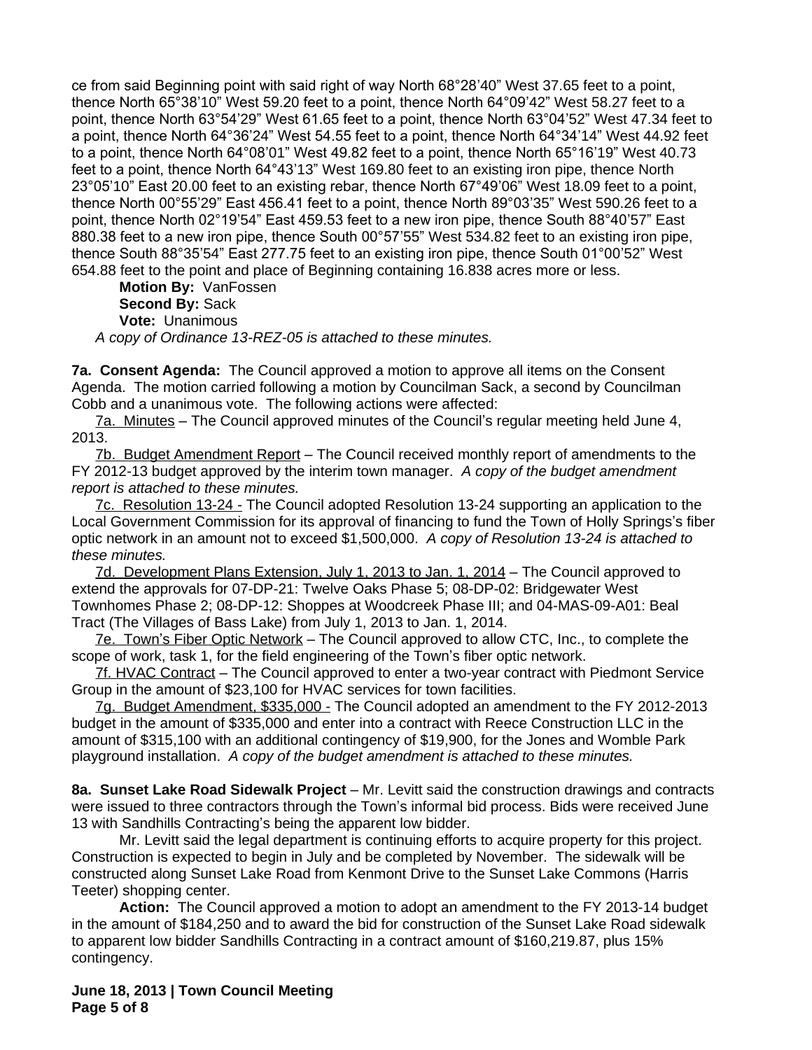ce from said Beginning point with said right of way North 68°28'40" West 37.65 feet to a point, thence North 65°38'10" West 59.20 feet to a point, thence North 64°09'42" West 58.27 feet to a point, thence North 63°54'29" West 61.65 feet to a point, thence North 63°04'52" West 47.34 feet to a point, thence North 64°36'24" West 54.55 feet to a point, thence North 64°34'14" West 44.92 feet to a point, thence North 64°08'01" West 49.82 feet to a point, thence North 65°16'19" West 40.73 feet to a point, thence North 64°43'13" West 169.80 feet to an existing iron pipe, thence North 23°05'10" East 20.00 feet to an existing rebar, thence North 67°49'06" West 18.09 feet to a point, thence North 00°55'29" East 456.41 feet to a point, thence North 89°03'35" West 590.26 feet to a point, thence North 02°19'54" East 459.53 feet to a new iron pipe, thence South 88°40'57" East 880.38 feet to a new iron pipe, thence South 00°57'55" West 534.82 feet to an existing iron pipe, thence South 88°35'54" East 277.75 feet to an existing iron pipe, thence South 01°00'52" West 654.88 feet to the point and place of Beginning containing 16.838 acres more or less.

**Motion By:** VanFossen
**Second By:** Sack
**Vote:** Unanimous

*A copy of Ordinance 13-REZ-05 is attached to these minutes.*

**7a. Consent Agenda:** The Council approved a motion to approve all items on the Consent Agenda. The motion carried following a motion by Councilman Sack, a second by Councilman Cobb and a unanimous vote. The following actions were affected:

7a. Minutes – The Council approved minutes of the Council's regular meeting held June 4, 2013.

7b. Budget Amendment Report – The Council received monthly report of amendments to the FY 2012-13 budget approved by the interim town manager. *A copy of the budget amendment report is attached to these minutes.*

7c. Resolution 13-24 - The Council adopted Resolution 13-24 supporting an application to the Local Government Commission for its approval of financing to fund the Town of Holly Springs's fiber optic network in an amount not to exceed $1,500,000. *A copy of Resolution 13-24 is attached to these minutes.*

7d. Development Plans Extension, July 1, 2013 to Jan. 1, 2014 – The Council approved to extend the approvals for 07-DP-21: Twelve Oaks Phase 5; 08-DP-02: Bridgewater West Townhomes Phase 2; 08-DP-12: Shoppes at Woodcreek Phase III; and 04-MAS-09-A01: Beal Tract (The Villages of Bass Lake) from July 1, 2013 to Jan. 1, 2014.

7e. Town's Fiber Optic Network – The Council approved to allow CTC, Inc., to complete the scope of work, task 1, for the field engineering of the Town's fiber optic network.

7f. HVAC Contract – The Council approved to enter a two-year contract with Piedmont Service Group in the amount of $23,100 for HVAC services for town facilities.

7g. Budget Amendment, $335,000 - The Council adopted an amendment to the FY 2012-2013 budget in the amount of $335,000 and enter into a contract with Reece Construction LLC in the amount of $315,100 with an additional contingency of $19,900, for the Jones and Womble Park playground installation. *A copy of the budget amendment is attached to these minutes.*

**8a. Sunset Lake Road Sidewalk Project** – Mr. Levitt said the construction drawings and contracts were issued to three contractors through the Town's informal bid process. Bids were received June 13 with Sandhills Contracting's being the apparent low bidder.

Mr. Levitt said the legal department is continuing efforts to acquire property for this project. Construction is expected to begin in July and be completed by November. The sidewalk will be constructed along Sunset Lake Road from Kenmont Drive to the Sunset Lake Commons (Harris Teeter) shopping center.

**Action:** The Council approved a motion to adopt an amendment to the FY 2013-14 budget in the amount of $184,250 and to award the bid for construction of the Sunset Lake Road sidewalk to apparent low bidder Sandhills Contracting in a contract amount of $160,219.87, plus 15% contingency.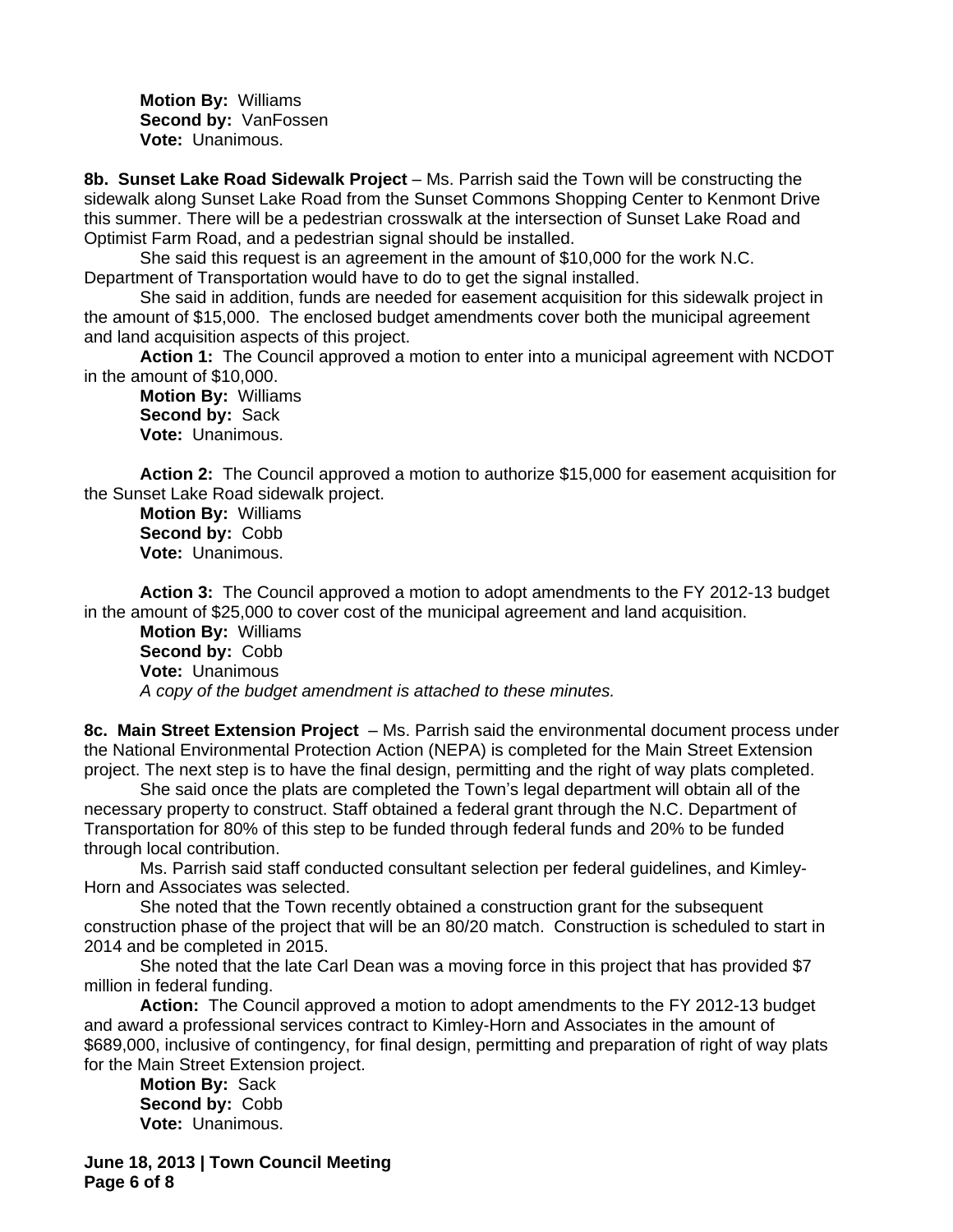**Motion By:** Williams
**Second by:** VanFossen
**Vote:** Unanimous.

**8b. Sunset Lake Road Sidewalk Project** – Ms. Parrish said the Town will be constructing the sidewalk along Sunset Lake Road from the Sunset Commons Shopping Center to Kenmont Drive this summer. There will be a pedestrian crosswalk at the intersection of Sunset Lake Road and Optimist Farm Road, and a pedestrian signal should be installed.

She said this request is an agreement in the amount of $10,000 for the work N.C. Department of Transportation would have to do to get the signal installed.

She said in addition, funds are needed for easement acquisition for this sidewalk project in the amount of $15,000. The enclosed budget amendments cover both the municipal agreement and land acquisition aspects of this project.

**Action 1:** The Council approved a motion to enter into a municipal agreement with NCDOT in the amount of $10,000.
**Motion By:** Williams
**Second by:** Sack
**Vote:** Unanimous.

**Action 2:** The Council approved a motion to authorize $15,000 for easement acquisition for the Sunset Lake Road sidewalk project.
**Motion By:** Williams
**Second by:** Cobb
**Vote:** Unanimous.

**Action 3:** The Council approved a motion to adopt amendments to the FY 2012-13 budget in the amount of $25,000 to cover cost of the municipal agreement and land acquisition.
**Motion By:** Williams
**Second by:** Cobb
**Vote:** Unanimous
*A copy of the budget amendment is attached to these minutes.*

**8c. Main Street Extension Project** – Ms. Parrish said the environmental document process under the National Environmental Protection Action (NEPA) is completed for the Main Street Extension project. The next step is to have the final design, permitting and the right of way plats completed.

She said once the plats are completed the Town's legal department will obtain all of the necessary property to construct. Staff obtained a federal grant through the N.C. Department of Transportation for 80% of this step to be funded through federal funds and 20% to be funded through local contribution.

Ms. Parrish said staff conducted consultant selection per federal guidelines, and Kimley-Horn and Associates was selected.

She noted that the Town recently obtained a construction grant for the subsequent construction phase of the project that will be an 80/20 match. Construction is scheduled to start in 2014 and be completed in 2015.

She noted that the late Carl Dean was a moving force in this project that has provided $7 million in federal funding.

**Action:** The Council approved a motion to adopt amendments to the FY 2012-13 budget and award a professional services contract to Kimley-Horn and Associates in the amount of $689,000, inclusive of contingency, for final design, permitting and preparation of right of way plats for the Main Street Extension project.
**Motion By:** Sack
**Second by:** Cobb
**Vote:** Unanimous.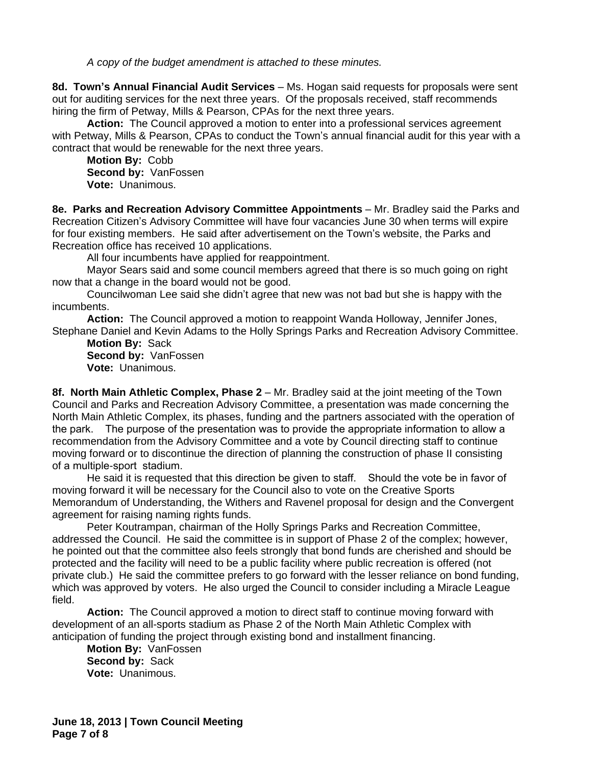*A copy of the budget amendment is attached to these minutes.*

**8d. Town's Annual Financial Audit Services** – Ms. Hogan said requests for proposals were sent out for auditing services for the next three years. Of the proposals received, staff recommends hiring the firm of Petway, Mills & Pearson, CPAs for the next three years.

**Action:** The Council approved a motion to enter into a professional services agreement with Petway, Mills & Pearson, CPAs to conduct the Town's annual financial audit for this year with a contract that would be renewable for the next three years.

**Motion By:** Cobb
**Second by:** VanFossen
**Vote:** Unanimous.

**8e. Parks and Recreation Advisory Committee Appointments** – Mr. Bradley said the Parks and Recreation Citizen's Advisory Committee will have four vacancies June 30 when terms will expire for four existing members. He said after advertisement on the Town's website, the Parks and Recreation office has received 10 applications.

All four incumbents have applied for reappointment.

Mayor Sears said and some council members agreed that there is so much going on right now that a change in the board would not be good.

Councilwoman Lee said she didn't agree that new was not bad but she is happy with the incumbents.

**Action:** The Council approved a motion to reappoint Wanda Holloway, Jennifer Jones, Stephane Daniel and Kevin Adams to the Holly Springs Parks and Recreation Advisory Committee.

**Motion By:** Sack
**Second by:** VanFossen
**Vote:** Unanimous.

**8f. North Main Athletic Complex, Phase 2** – Mr. Bradley said at the joint meeting of the Town Council and Parks and Recreation Advisory Committee, a presentation was made concerning the North Main Athletic Complex, its phases, funding and the partners associated with the operation of the park. The purpose of the presentation was to provide the appropriate information to allow a recommendation from the Advisory Committee and a vote by Council directing staff to continue moving forward or to discontinue the direction of planning the construction of phase II consisting of a multiple-sport stadium.

He said it is requested that this direction be given to staff. Should the vote be in favor of moving forward it will be necessary for the Council also to vote on the Creative Sports Memorandum of Understanding, the Withers and Ravenel proposal for design and the Convergent agreement for raising naming rights funds.

Peter Koutrampan, chairman of the Holly Springs Parks and Recreation Committee, addressed the Council. He said the committee is in support of Phase 2 of the complex; however, he pointed out that the committee also feels strongly that bond funds are cherished and should be protected and the facility will need to be a public facility where public recreation is offered (not private club.) He said the committee prefers to go forward with the lesser reliance on bond funding, which was approved by voters. He also urged the Council to consider including a Miracle League field.

**Action:** The Council approved a motion to direct staff to continue moving forward with development of an all-sports stadium as Phase 2 of the North Main Athletic Complex with anticipation of funding the project through existing bond and installment financing.

**Motion By:** VanFossen
**Second by:** Sack
**Vote:** Unanimous.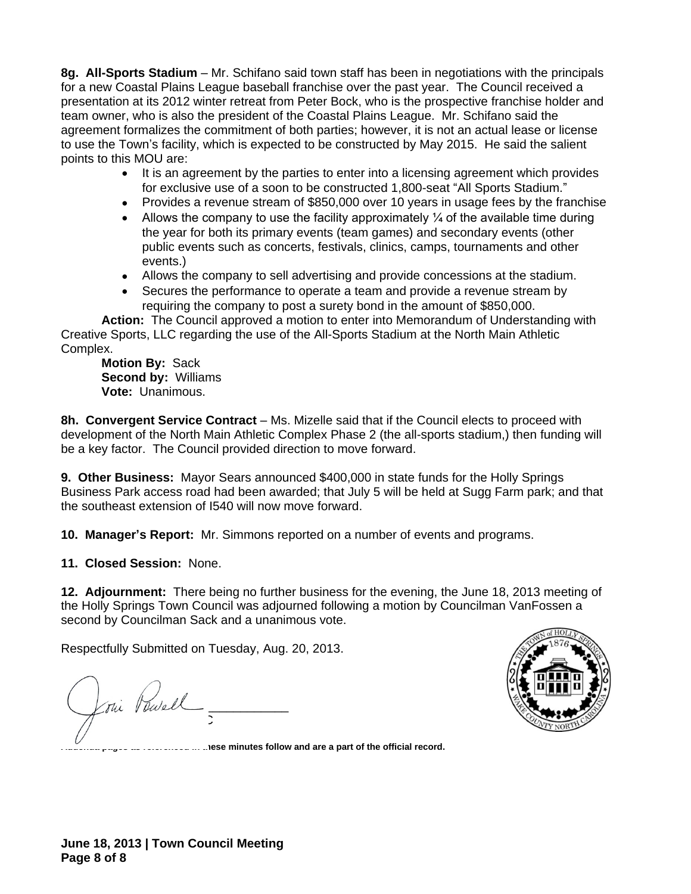**8g. All-Sports Stadium** – Mr. Schifano said town staff has been in negotiations with the principals for a new Coastal Plains League baseball franchise over the past year. The Council received a presentation at its 2012 winter retreat from Peter Bock, who is the prospective franchise holder and team owner, who is also the president of the Coastal Plains League. Mr. Schifano said the agreement formalizes the commitment of both parties; however, it is not an actual lease or license to use the Town's facility, which is expected to be constructed by May 2015. He said the salient points to this MOU are:

- It is an agreement by the parties to enter into a licensing agreement which provides for exclusive use of a soon to be constructed 1,800-seat "All Sports Stadium."
- Provides a revenue stream of $850,000 over 10 years in usage fees by the franchise
- Allows the company to use the facility approximately ¼ of the available time during the year for both its primary events (team games) and secondary events (other public events such as concerts, festivals, clinics, camps, tournaments and other events.)
- Allows the company to sell advertising and provide concessions at the stadium.
- Secures the performance to operate a team and provide a revenue stream by requiring the company to post a surety bond in the amount of $850,000.

**Action:** The Council approved a motion to enter into Memorandum of Understanding with Creative Sports, LLC regarding the use of the All-Sports Stadium at the North Main Athletic Complex.

**Motion By:** Sack
**Second by:** Williams
**Vote:** Unanimous.

**8h. Convergent Service Contract** – Ms. Mizelle said that if the Council elects to proceed with development of the North Main Athletic Complex Phase 2 (the all-sports stadium,) then funding will be a key factor. The Council provided direction to move forward.

**9. Other Business:** Mayor Sears announced $400,000 in state funds for the Holly Springs Business Park access road had been awarded; that July 5 will be held at Sugg Farm park; and that the southeast extension of I540 will now move forward.

**10. Manager's Report:** Mr. Simmons reported on a number of events and programs.

**11. Closed Session:** None.

**12. Adjournment:** There being no further business for the evening, the June 18, 2013 meeting of the Holly Springs Town Council was adjourned following a motion by Councilman VanFossen a second by Councilman Sack and a unanimous vote.

Respectfully Submitted on Tuesday, Aug. 20, 2013.

Joni Powell

**Addenda pages as referenced in these minutes follow and are a part of the official record.**